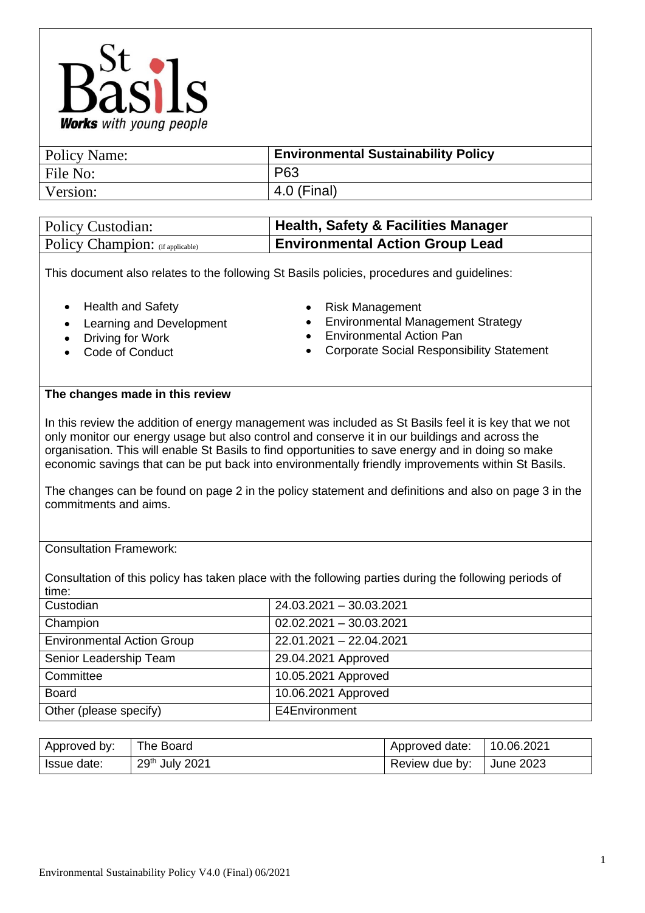St Basils
*Works with young people*

| Policy Name: | **Environmental Sustainability Policy** |
|---|---|
| File No: | P63 |
| Version: | 4.0 (Final) |

| Policy Custodian: | **Health, Safety & Facilities Manager** |
|---|---|
| Policy Champion: (if applicable) | **Environmental Action Group Lead** |

This document also relates to the following St Basils policies, procedures and guidelines:

- Health and Safety
- Learning and Development
- Driving for Work
- Code of Conduct
- Risk Management
- Environmental Management Strategy
- Environmental Action Pan
- Corporate Social Responsibility Statement

**The changes made in this review**

In this review the addition of energy management was included as St Basils feel it is key that we not only monitor our energy usage but also control and conserve it in our buildings and across the organisation. This will enable St Basils to find opportunities to save energy and in doing so make economic savings that can be put back into environmentally friendly improvements within St Basils.

The changes can be found on page 2 in the policy statement and definitions and also on page 3 in the commitments and aims.

Consultation Framework:

Consultation of this policy has taken place with the following parties during the following periods of time:

| Party | Period |
|---|---|
| Custodian | 24.03.2021 – 30.03.2021 |
| Champion | 02.02.2021 – 30.03.2021 |
| Environmental Action Group | 22.01.2021 – 22.04.2021 |
| Senior Leadership Team | 29.04.2021 Approved |
| Committee | 10.05.2021 Approved |
| Board | 10.06.2021 Approved |
| Other (please specify) | E4Environment |

| Approved by: | The Board | Approved date: | 10.06.2021 |
|---|---|---|---|
| Issue date: | 29th July 2021 | Review due by: | June 2023 |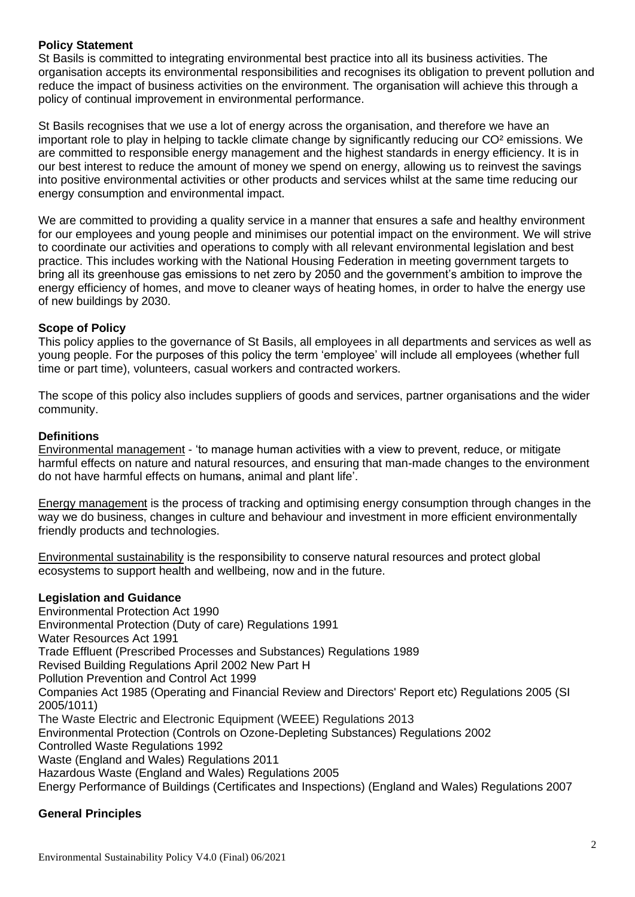**Policy Statement**

St Basils is committed to integrating environmental best practice into all its business activities. The organisation accepts its environmental responsibilities and recognises its obligation to prevent pollution and reduce the impact of business activities on the environment. The organisation will achieve this through a policy of continual improvement in environmental performance.

St Basils recognises that we use a lot of energy across the organisation, and therefore we have an important role to play in helping to tackle climate change by significantly reducing our $CO^2$ emissions. We are committed to responsible energy management and the highest standards in energy efficiency. It is in our best interest to reduce the amount of money we spend on energy, allowing us to reinvest the savings into positive environmental activities or other products and services whilst at the same time reducing our energy consumption and environmental impact.

We are committed to providing a quality service in a manner that ensures a safe and healthy environment for our employees and young people and minimises our potential impact on the environment. We will strive to coordinate our activities and operations to comply with all relevant environmental legislation and best practice. This includes working with the National Housing Federation in meeting government targets to bring all its greenhouse gas emissions to net zero by 2050 and the government's ambition to improve the energy efficiency of homes, and move to cleaner ways of heating homes, in order to halve the energy use of new buildings by 2030.

**Scope of Policy**

This policy applies to the governance of St Basils, all employees in all departments and services as well as young people. For the purposes of this policy the term 'employee' will include all employees (whether full time or part time), volunteers, casual workers and contracted workers.

The scope of this policy also includes suppliers of goods and services, partner organisations and the wider community.

**Definitions**

Environmental management - 'to manage human activities with a view to prevent, reduce, or mitigate harmful effects on nature and natural resources, and ensuring that man-made changes to the environment do not have harmful effects on humans, animal and plant life'.

Energy management is the process of tracking and optimising energy consumption through changes in the way we do business, changes in culture and behaviour and investment in more efficient environmentally friendly products and technologies.

Environmental sustainability is the responsibility to conserve natural resources and protect global ecosystems to support health and wellbeing, now and in the future.

**Legislation and Guidance**

Environmental Protection Act 1990
Environmental Protection (Duty of care) Regulations 1991
Water Resources Act 1991
Trade Effluent (Prescribed Processes and Substances) Regulations 1989
Revised Building Regulations April 2002 New Part H
Pollution Prevention and Control Act 1999
Companies Act 1985 (Operating and Financial Review and Directors' Report etc) Regulations 2005 (SI 2005/1011)
The Waste Electric and Electronic Equipment (WEEE) Regulations 2013
Environmental Protection (Controls on Ozone-Depleting Substances) Regulations 2002
Controlled Waste Regulations 1992
Waste (England and Wales) Regulations 2011
Hazardous Waste (England and Wales) Regulations 2005
Energy Performance of Buildings (Certificates and Inspections) (England and Wales) Regulations 2007

**General Principles**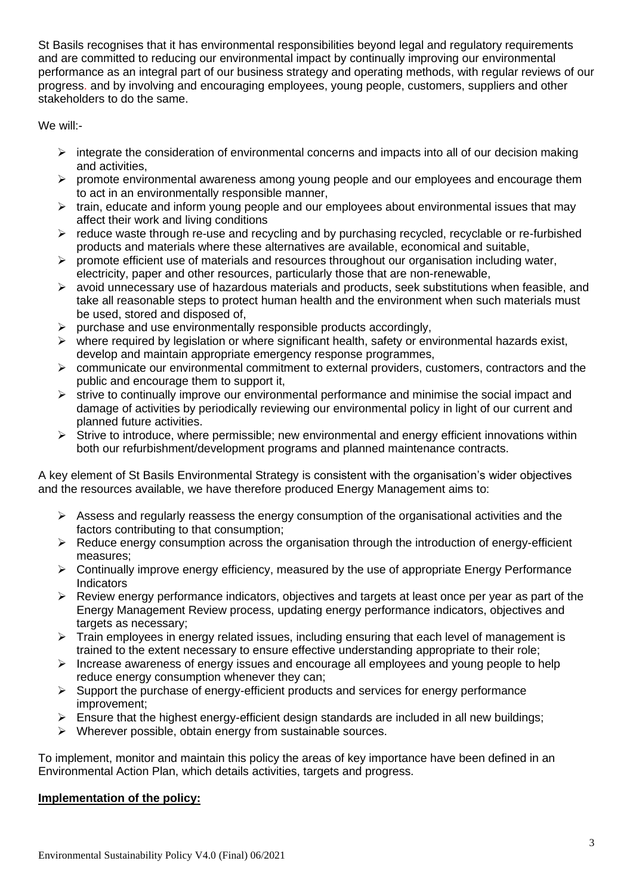St Basils recognises that it has environmental responsibilities beyond legal and regulatory requirements and are committed to reducing our environmental impact by continually improving our environmental performance as an integral part of our business strategy and operating methods, with regular reviews of our progress. and by involving and encouraging employees, young people, customers, suppliers and other stakeholders to do the same.

We will:-

- integrate the consideration of environmental concerns and impacts into all of our decision making and activities,
- promote environmental awareness among young people and our employees and encourage them to act in an environmentally responsible manner,
- train, educate and inform young people and our employees about environmental issues that may affect their work and living conditions
- reduce waste through re-use and recycling and by purchasing recycled, recyclable or re-furbished products and materials where these alternatives are available, economical and suitable,
- promote efficient use of materials and resources throughout our organisation including water, electricity, paper and other resources, particularly those that are non-renewable,
- avoid unnecessary use of hazardous materials and products, seek substitutions when feasible, and take all reasonable steps to protect human health and the environment when such materials must be used, stored and disposed of,
- purchase and use environmentally responsible products accordingly,
- where required by legislation or where significant health, safety or environmental hazards exist, develop and maintain appropriate emergency response programmes,
- communicate our environmental commitment to external providers, customers, contractors and the public and encourage them to support it,
- strive to continually improve our environmental performance and minimise the social impact and damage of activities by periodically reviewing our environmental policy in light of our current and planned future activities.
- Strive to introduce, where permissible; new environmental and energy efficient innovations within both our refurbishment/development programs and planned maintenance contracts.

A key element of St Basils Environmental Strategy is consistent with the organisation's wider objectives and the resources available, we have therefore produced Energy Management aims to:

- Assess and regularly reassess the energy consumption of the organisational activities and the factors contributing to that consumption;
- Reduce energy consumption across the organisation through the introduction of energy-efficient measures;
- Continually improve energy efficiency, measured by the use of appropriate Energy Performance Indicators
- Review energy performance indicators, objectives and targets at least once per year as part of the Energy Management Review process, updating energy performance indicators, objectives and targets as necessary;
- Train employees in energy related issues, including ensuring that each level of management is trained to the extent necessary to ensure effective understanding appropriate to their role;
- Increase awareness of energy issues and encourage all employees and young people to help reduce energy consumption whenever they can;
- Support the purchase of energy-efficient products and services for energy performance improvement;
- Ensure that the highest energy-efficient design standards are included in all new buildings;
- Wherever possible, obtain energy from sustainable sources.

To implement, monitor and maintain this policy the areas of key importance have been defined in an Environmental Action Plan, which details activities, targets and progress.

**Implementation of the policy:**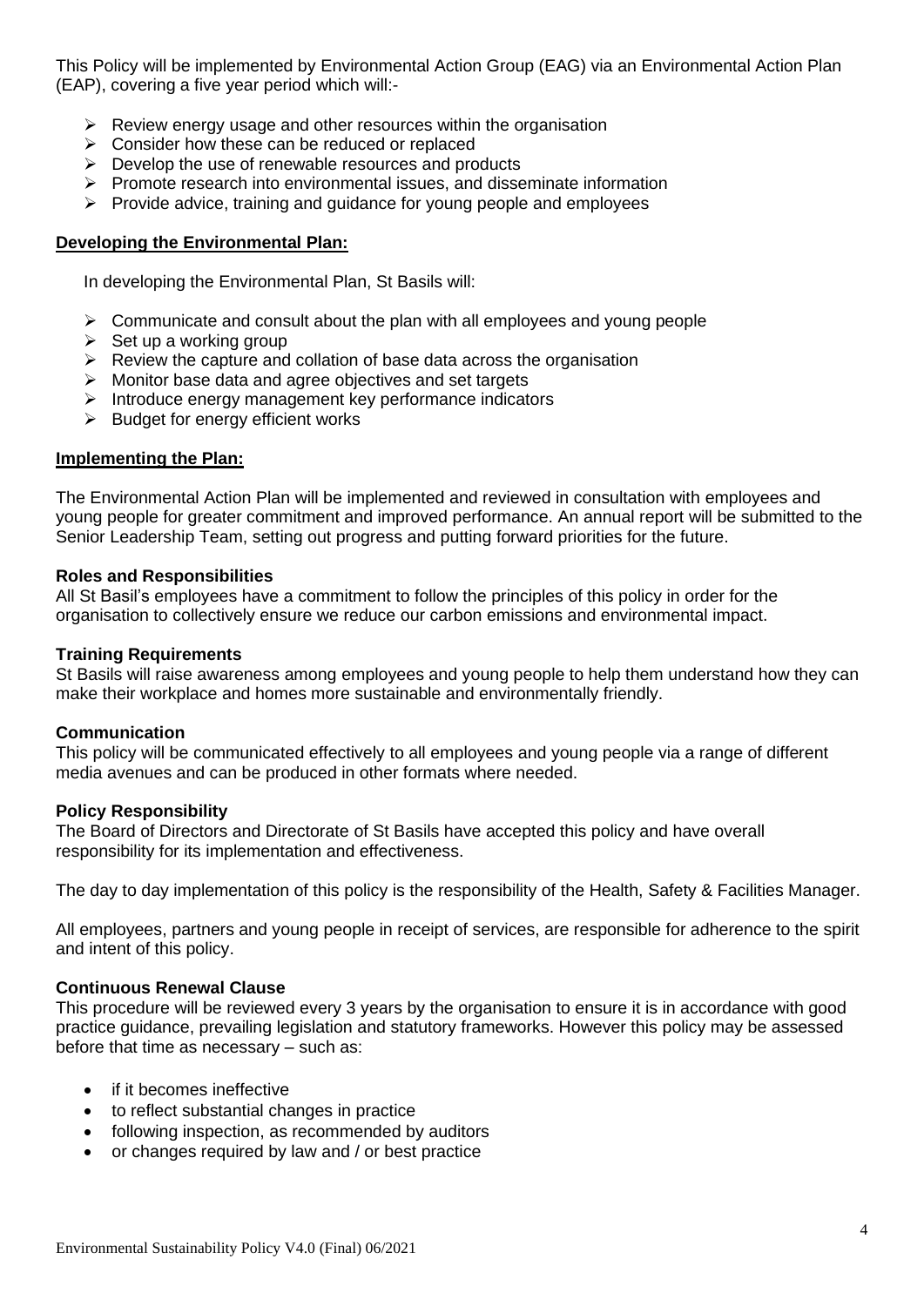This Policy will be implemented by Environmental Action Group (EAG) via an Environmental Action Plan (EAP), covering a five year period which will:-

- Review energy usage and other resources within the organisation
- Consider how these can be reduced or replaced
- Develop the use of renewable resources and products
- Promote research into environmental issues, and disseminate information
- Provide advice, training and guidance for young people and employees

**Developing the Environmental Plan:**

In developing the Environmental Plan, St Basils will:

- Communicate and consult about the plan with all employees and young people
- Set up a working group
- Review the capture and collation of base data across the organisation
- Monitor base data and agree objectives and set targets
- Introduce energy management key performance indicators
- Budget for energy efficient works

**Implementing the Plan:**

The Environmental Action Plan will be implemented and reviewed in consultation with employees and young people for greater commitment and improved performance. An annual report will be submitted to the Senior Leadership Team, setting out progress and putting forward priorities for the future.

**Roles and Responsibilities**

All St Basil's employees have a commitment to follow the principles of this policy in order for the organisation to collectively ensure we reduce our carbon emissions and environmental impact.

**Training Requirements**

St Basils will raise awareness among employees and young people to help them understand how they can make their workplace and homes more sustainable and environmentally friendly.

**Communication**

This policy will be communicated effectively to all employees and young people via a range of different media avenues and can be produced in other formats where needed.

**Policy Responsibility**

The Board of Directors and Directorate of St Basils have accepted this policy and have overall responsibility for its implementation and effectiveness.

The day to day implementation of this policy is the responsibility of the Health, Safety & Facilities Manager.

All employees, partners and young people in receipt of services, are responsible for adherence to the spirit and intent of this policy.

**Continuous Renewal Clause**

This procedure will be reviewed every 3 years by the organisation to ensure it is in accordance with good practice guidance, prevailing legislation and statutory frameworks. However this policy may be assessed before that time as necessary – such as:

- if it becomes ineffective
- to reflect substantial changes in practice
- following inspection, as recommended by auditors
- or changes required by law and / or best practice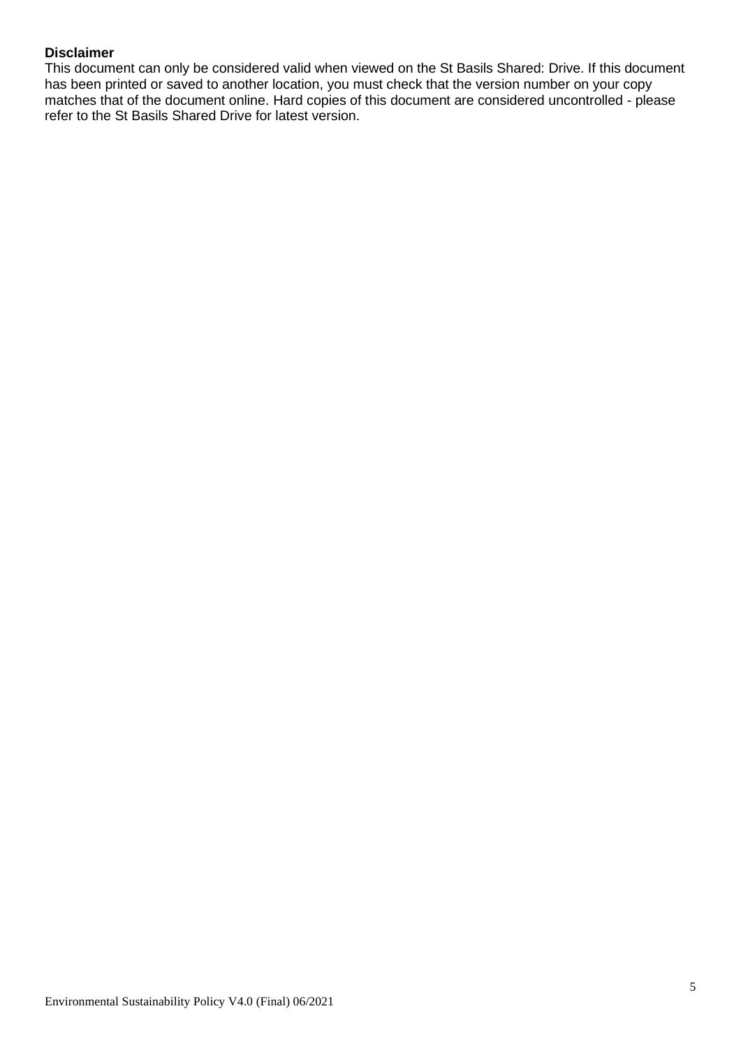**Disclaimer**

This document can only be considered valid when viewed on the St Basils Shared: Drive. If this document has been printed or saved to another location, you must check that the version number on your copy matches that of the document online. Hard copies of this document are considered uncontrolled - please refer to the St Basils Shared Drive for latest version.